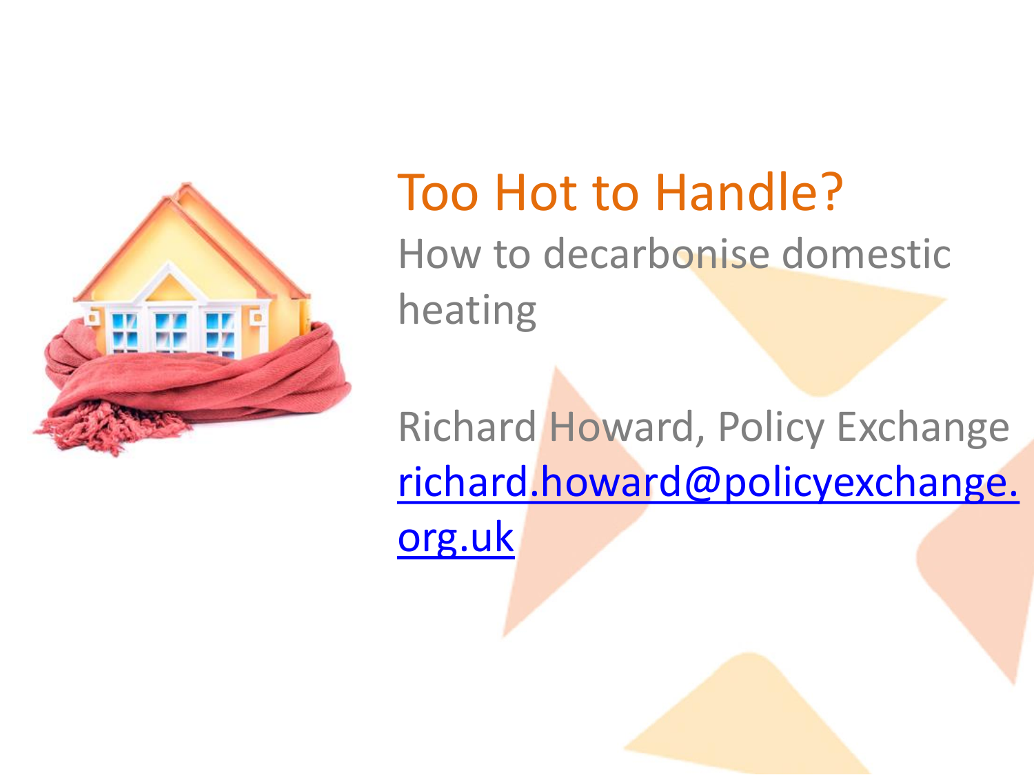# Too Hot to Handle?

## How to decarbonise domestic heating

Richard Howard, Policy Exchange

[richard.howard@policyexchange.org.uk](mailto:richard.howard@policyexchange.org.uk)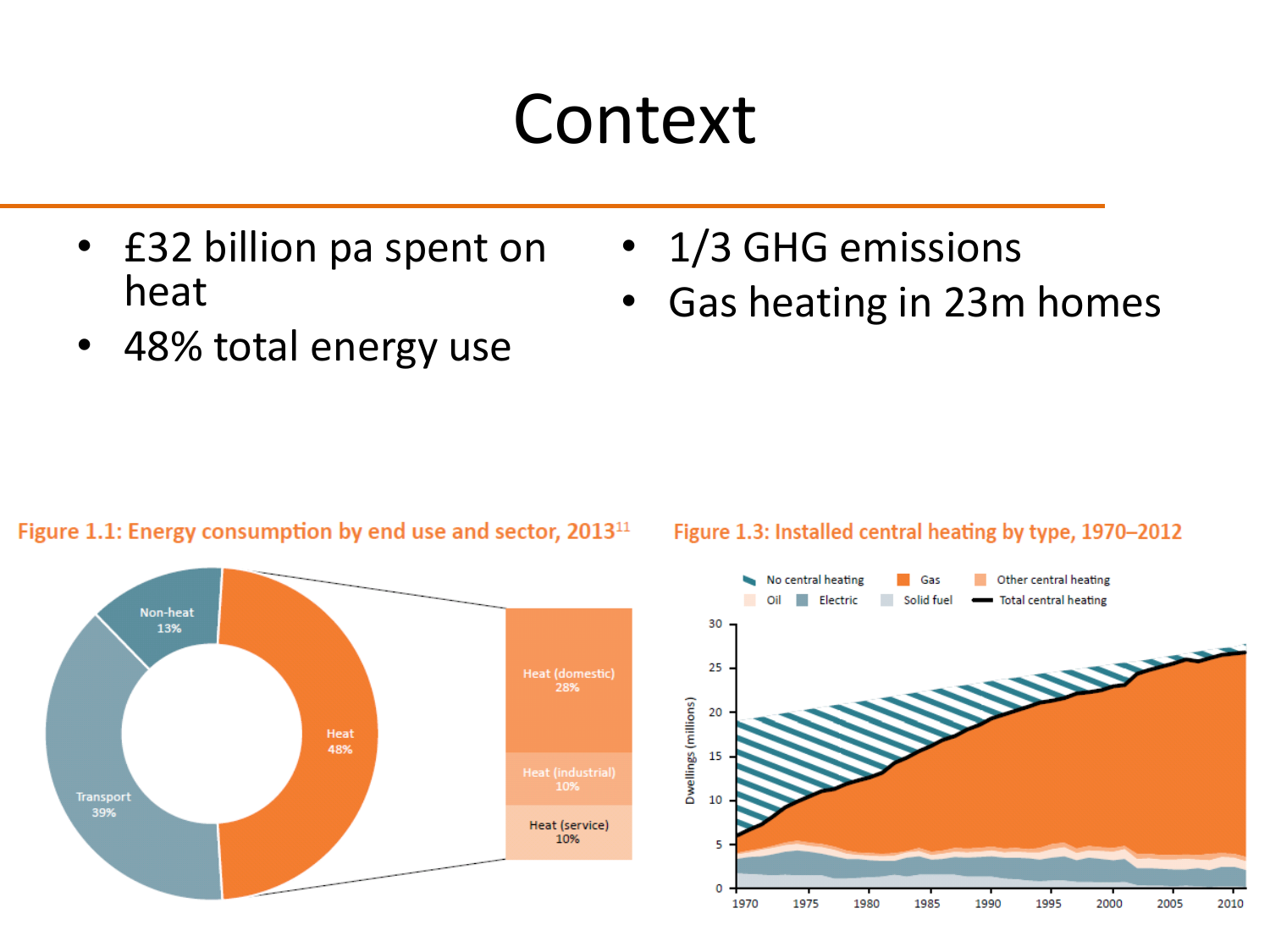# Context

- £32 billion pa spent on heat
- 48% total energy use
- 1/3 GHG emissions
- Gas heating in 23m homes

Figure 1.1: Energy consumption by end use and sector, 2013[11]

Figure 1.3: Installed central heating by type, 1970–2012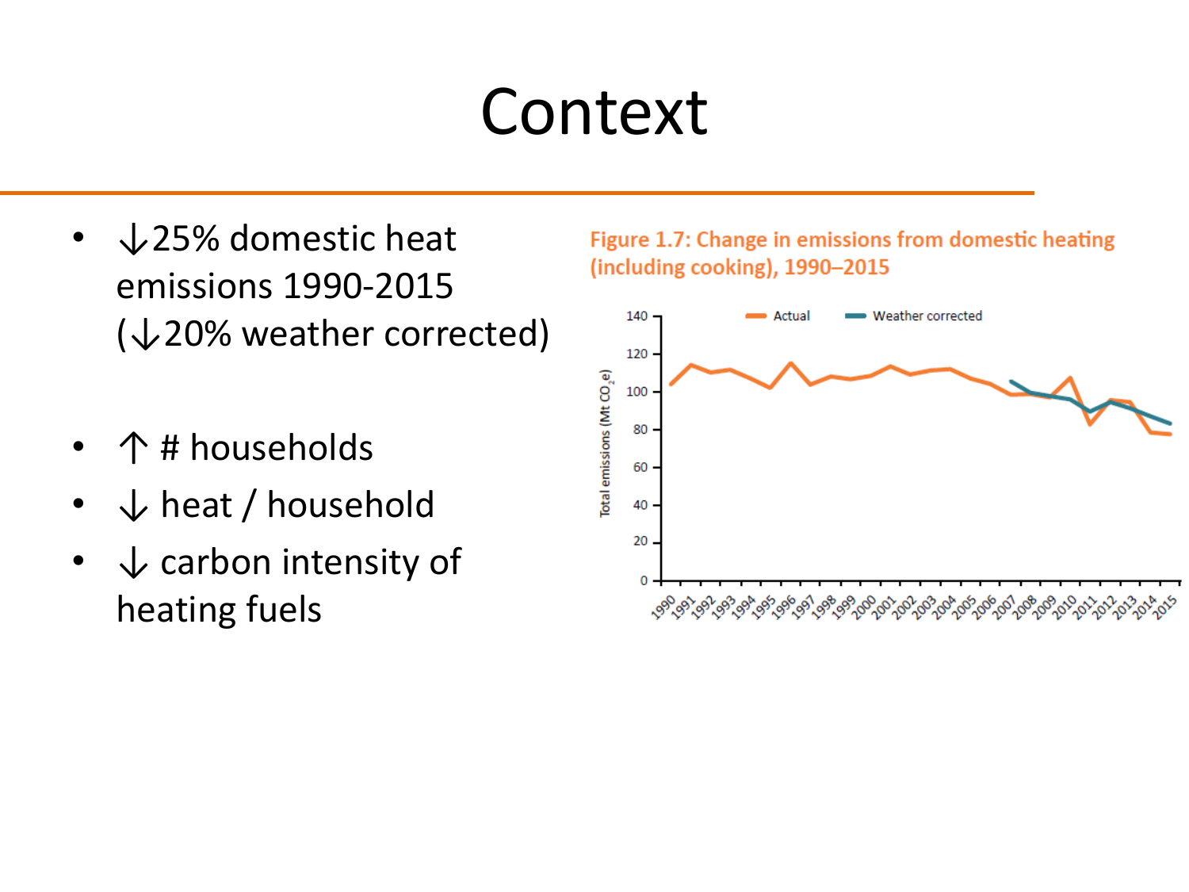# Context

- ↓25% domestic heat emissions 1990-2015 (↓20% weather corrected)

- ↑ # households
- ↓ heat / household
- ↓ carbon intensity of heating fuels

Figure 1.7: Change in emissions from domestic heating (including cooking), 1990–2015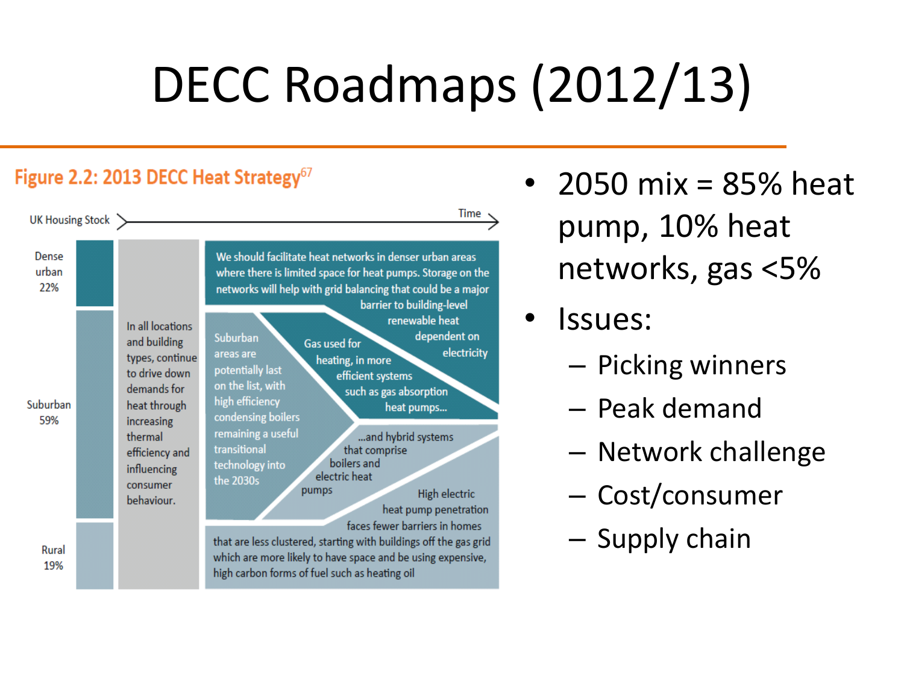# DECC Roadmaps (2012/13)

**Figure 2.2: 2013 DECC Heat Strategy**[67]

UK Housing Stock → Time

Dense urban 22%

Suburban 59%

Rural 19%

In all locations and building types, continue to drive down demands for heat through increasing thermal efficiency and influencing consumer behaviour.

We should facilitate heat networks in denser urban areas where there is limited space for heat pumps. Storage on the networks will help with grid balancing that could be a major barrier to building-level renewable heat dependent on electricity

Suburban areas are potentially last on the list, with high efficiency condensing boilers remaining a useful transitional technology into the 2030s

Gas used for heating, in more efficient systems such as gas absorption heat pumps...

...and hybrid systems that comprise boilers and electric heat pumps

High electric heat pump penetration faces fewer barriers in homes that are less clustered, starting with buildings off the gas grid which are more likely to have space and be using expensive, high carbon forms of fuel such as heating oil

- 2050 mix = 85% heat pump, 10% heat networks, gas <5%
- Issues:
  - Picking winners
  - Peak demand
  - Network challenge
  - Cost/consumer
  - Supply chain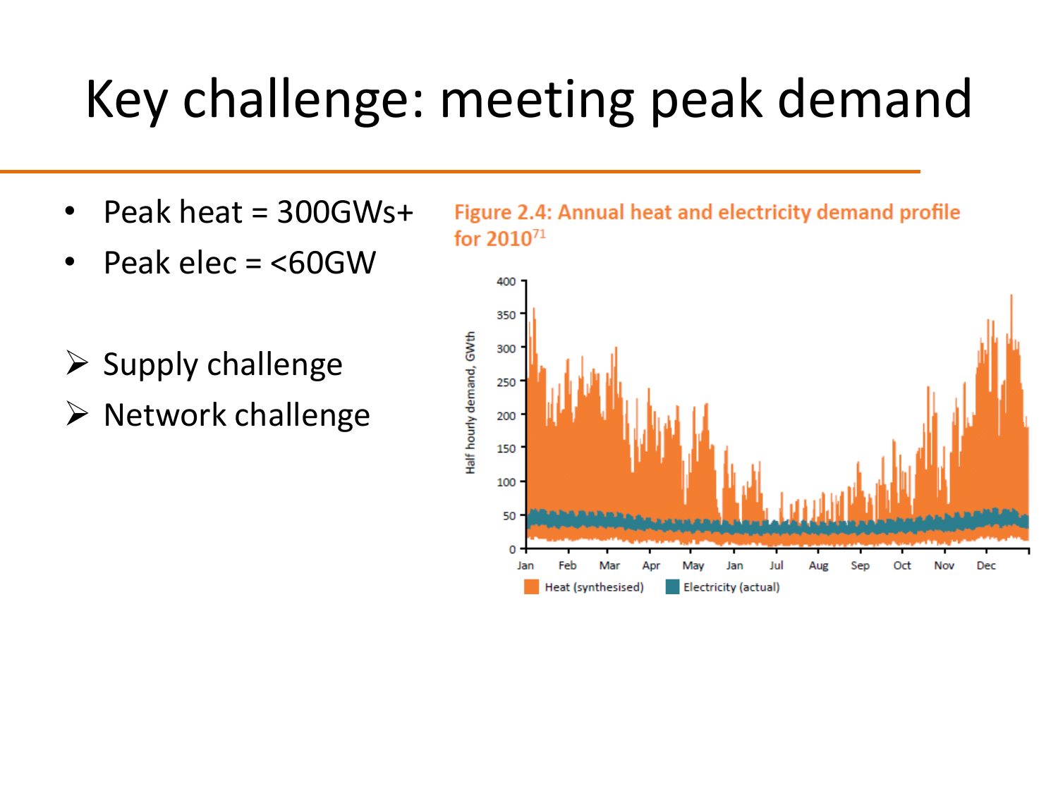# Key challenge: meeting peak demand

- Peak heat = 300GWs+
- Peak elec = <60GW

- ➢ Supply challenge
- ➢ Network challenge

Figure 2.4: Annual heat and electricity demand profile for 2010[71]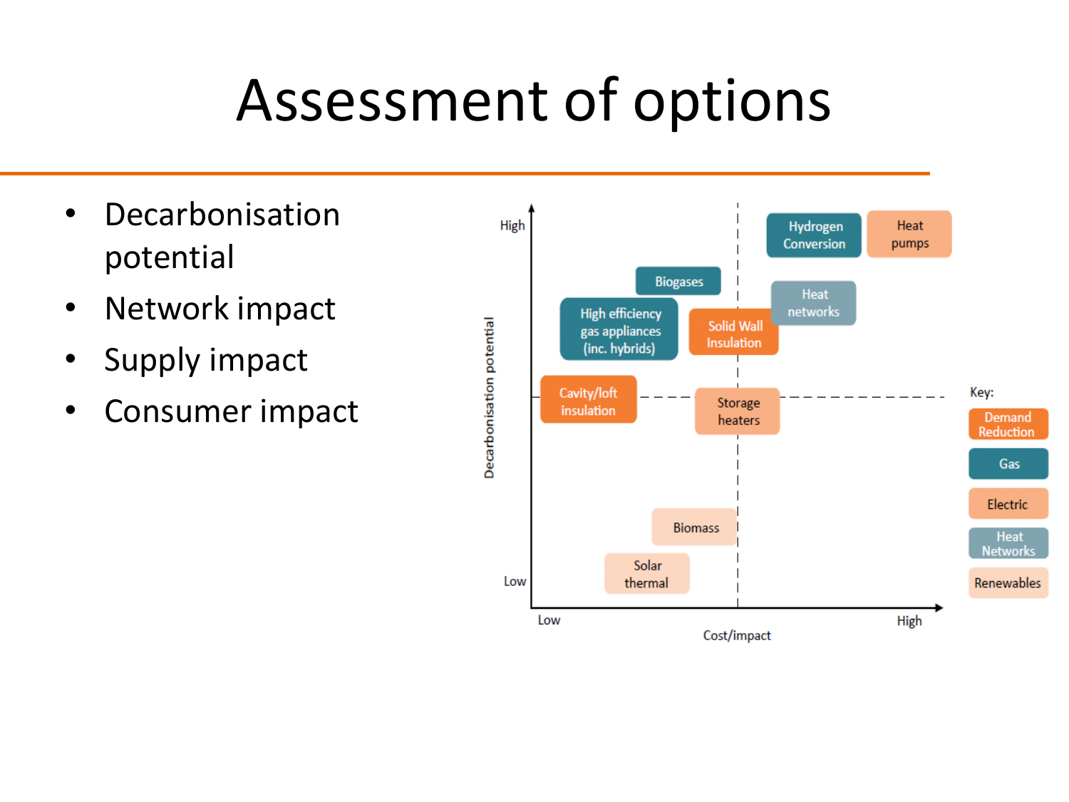# Assessment of options

- Decarbonisation potential
- Network impact
- Supply impact
- Consumer impact

High

Decarbonisation potential

Low

Low

Cost/impact

High

Hydrogen Conversion

Heat pumps

Biogases

Heat networks

High efficiency gas appliances (inc. hybrids)

Solid Wall Insulation

Cavity/loft insulation

Storage heaters

Biomass

Solar thermal

Key:

Demand Reduction

Gas

Electric

Heat Networks

Renewables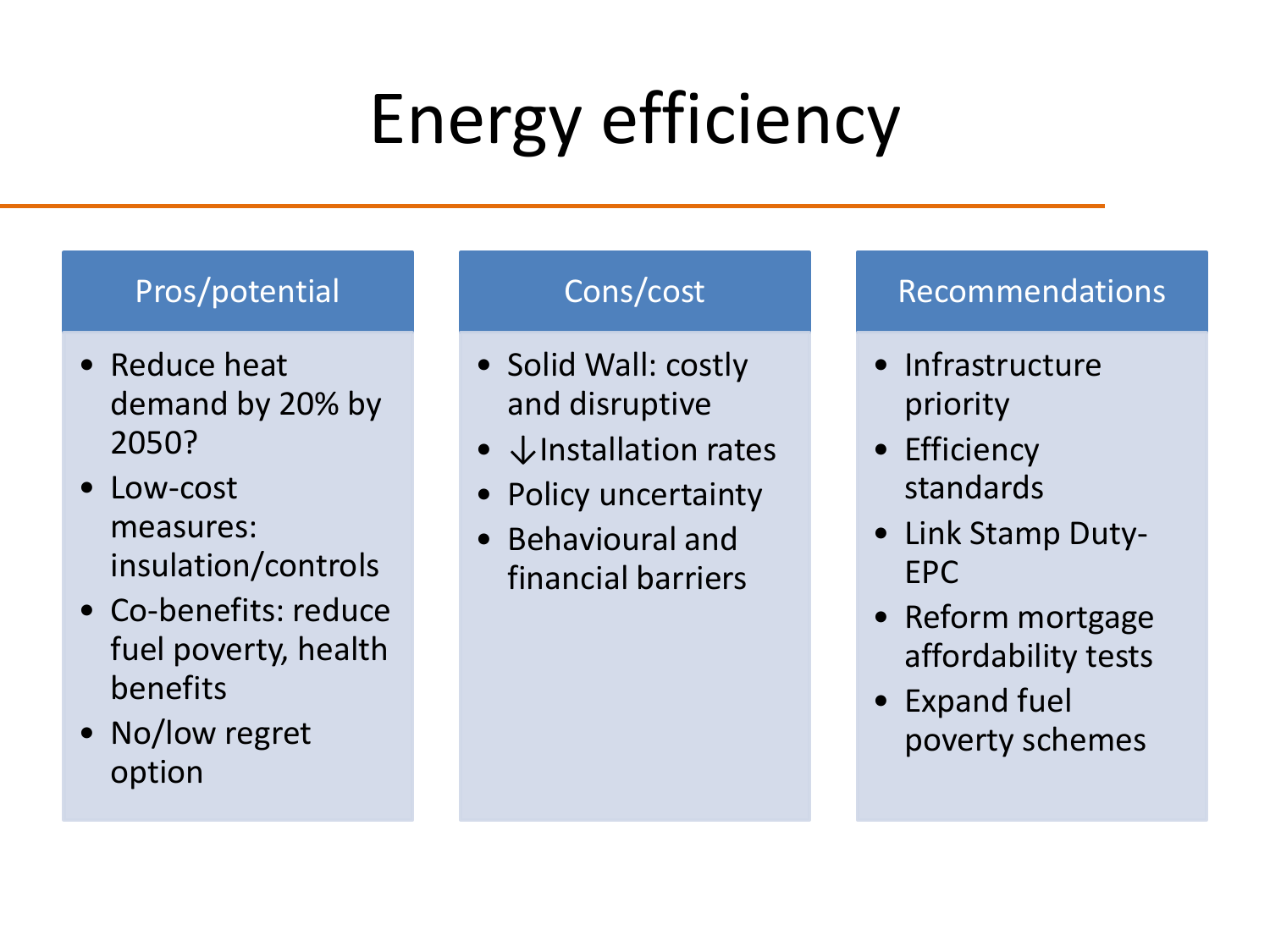# Energy efficiency

## Pros/potential

- Reduce heat demand by 20% by 2050?
- Low-cost measures: insulation/controls
- Co-benefits: reduce fuel poverty, health benefits
- No/low regret option

## Cons/cost

- Solid Wall: costly and disruptive
- ↓Installation rates
- Policy uncertainty
- Behavioural and financial barriers

## Recommendations

- Infrastructure priority
- Efficiency standards
- Link Stamp Duty-EPC
- Reform mortgage affordability tests
- Expand fuel poverty schemes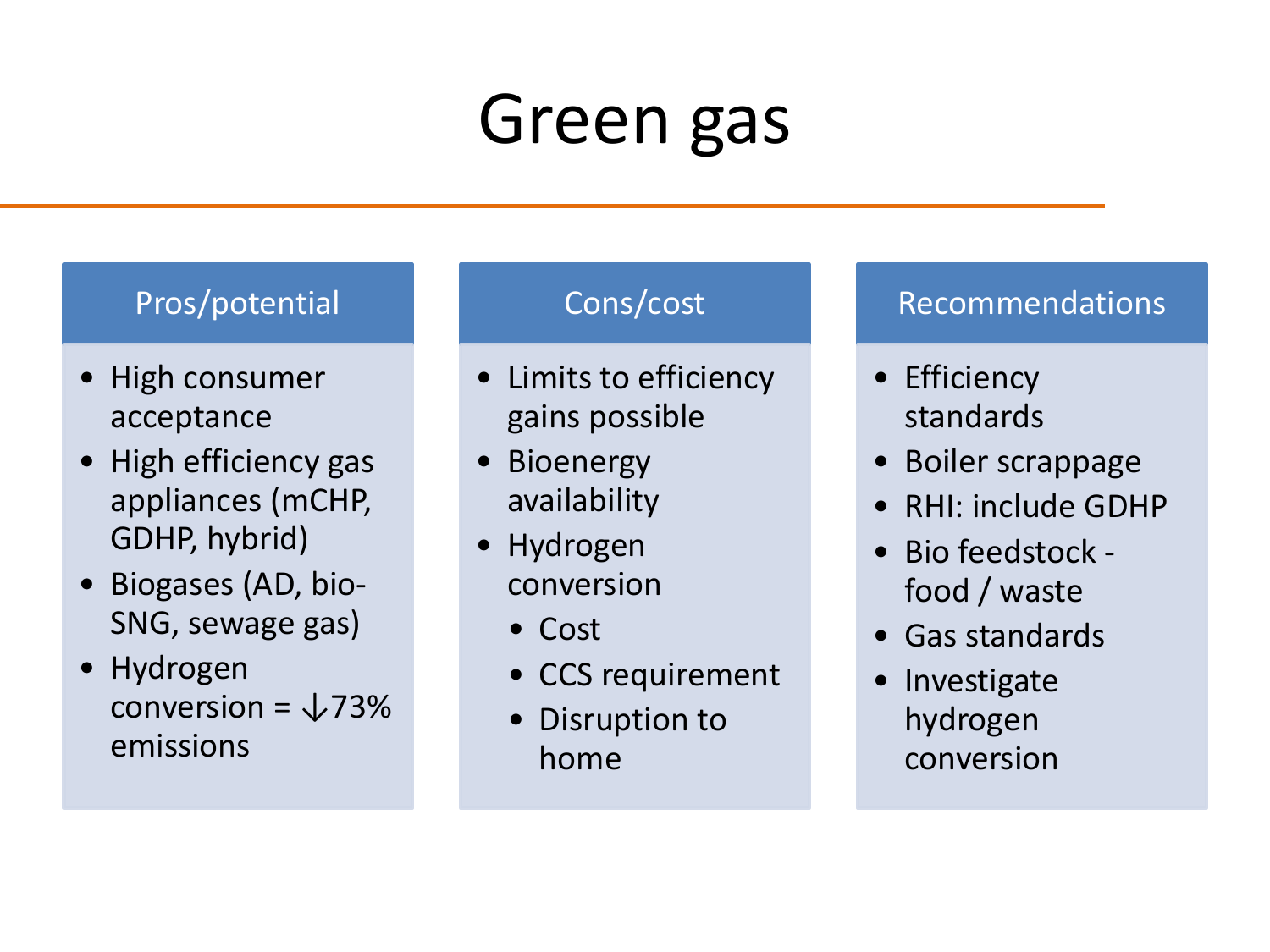# Green gas

## Pros/potential

- High consumer acceptance
- High efficiency gas appliances (mCHP, GDHP, hybrid)
- Biogases (AD, bio-SNG, sewage gas)
- Hydrogen conversion = ↓73% emissions

## Cons/cost

- Limits to efficiency gains possible
- Bioenergy availability
- Hydrogen conversion
  - Cost
  - CCS requirement
  - Disruption to home

## Recommendations

- Efficiency standards
- Boiler scrappage
- RHI: include GDHP
- Bio feedstock - food / waste
- Gas standards
- Investigate hydrogen conversion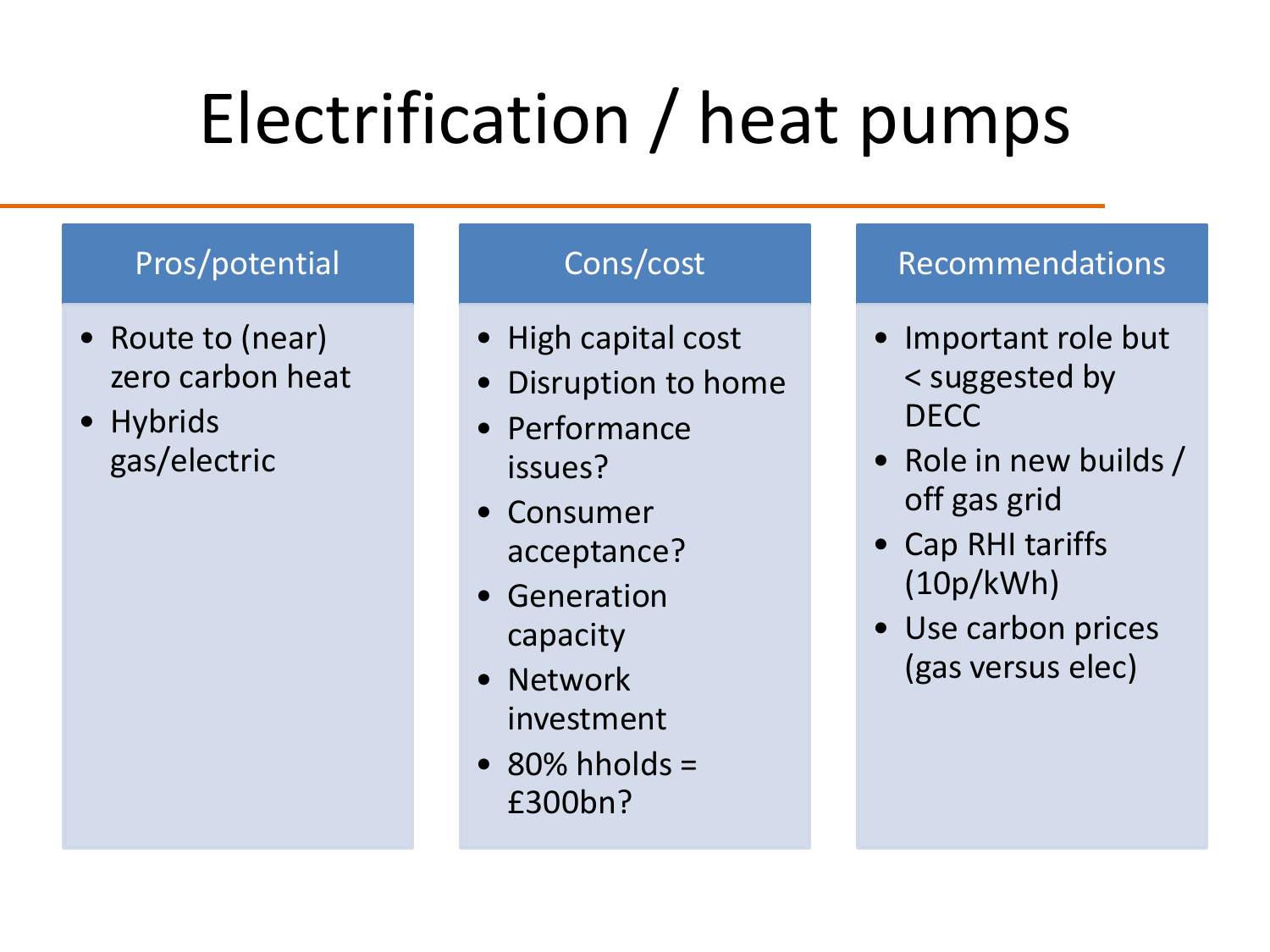# Electrification / heat pumps

## Pros/potential

- Route to (near) zero carbon heat
- Hybrids gas/electric

## Cons/cost

- High capital cost
- Disruption to home
- Performance issues?
- Consumer acceptance?
- Generation capacity
- Network investment
- 80% hholds = £300bn?

## Recommendations

- Important role but < suggested by DECC
- Role in new builds / off gas grid
- Cap RHI tariffs (10p/kWh)
- Use carbon prices (gas versus elec)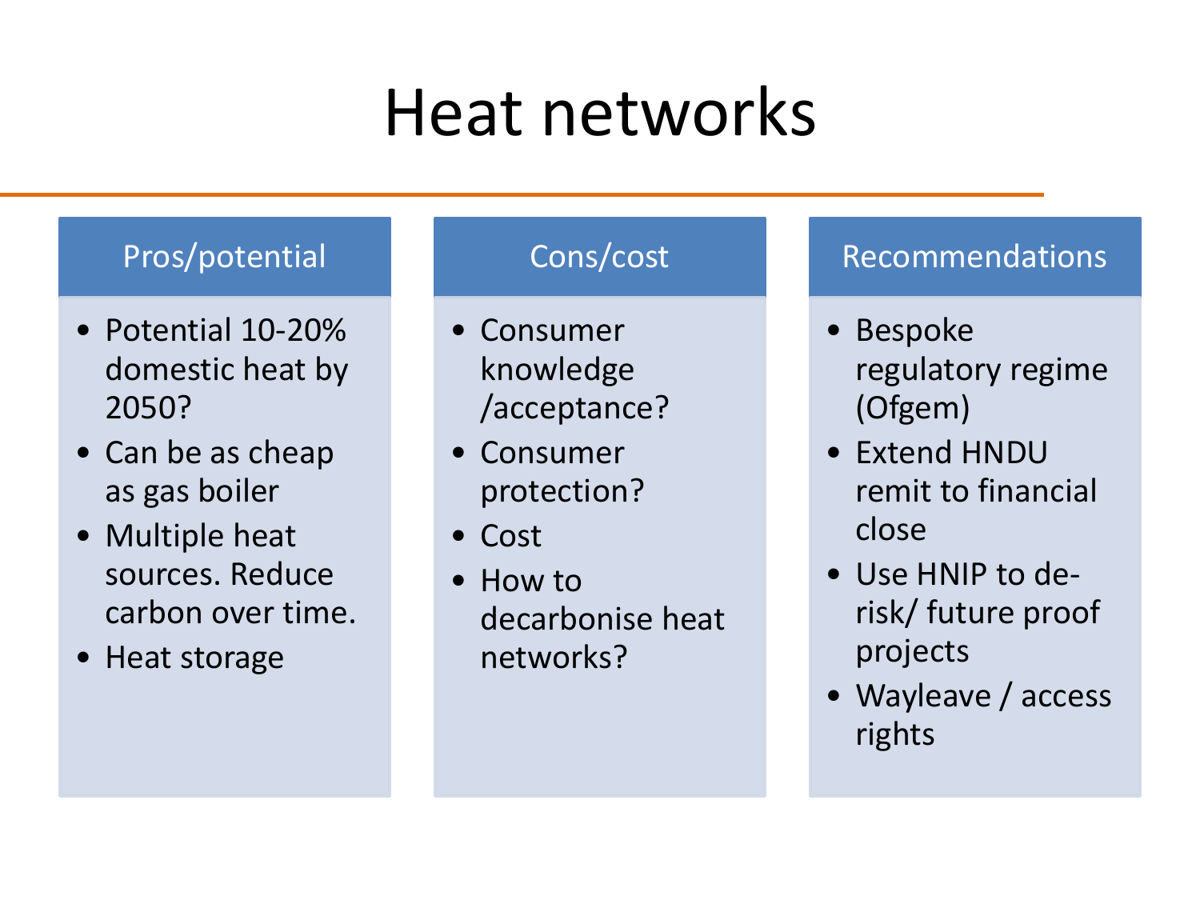# Heat networks

## Pros/potential

- Potential 10-20% domestic heat by 2050?
- Can be as cheap as gas boiler
- Multiple heat sources. Reduce carbon over time.
- Heat storage

## Cons/cost

- Consumer knowledge /acceptance?
- Consumer protection?
- Cost
- How to decarbonise heat networks?

## Recommendations

- Bespoke regulatory regime (Ofgem)
- Extend HNDU remit to financial close
- Use HNIP to de-risk/ future proof projects
- Wayleave / access rights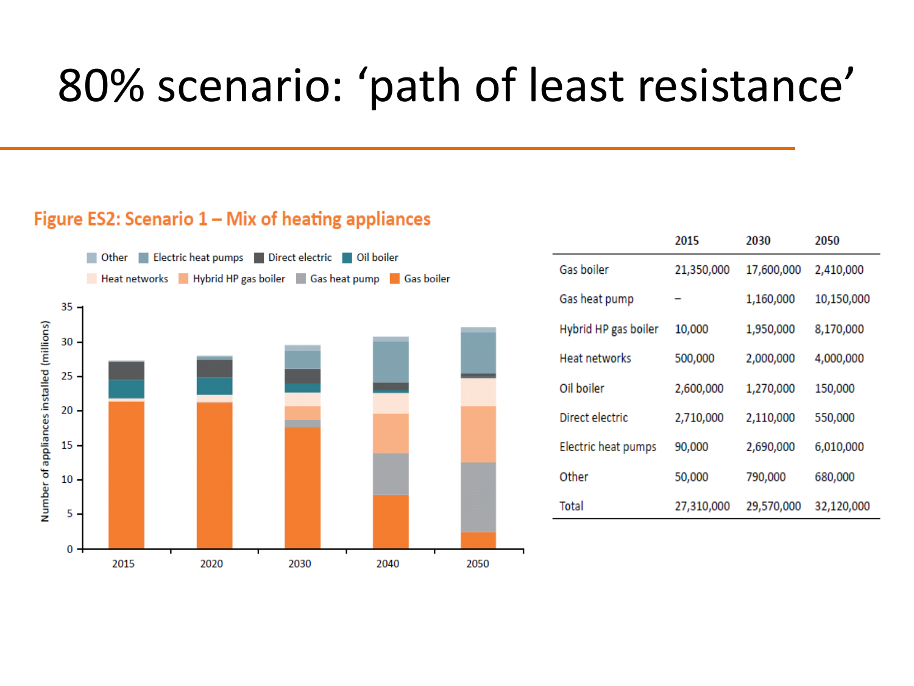# 80% scenario: 'path of least resistance'

**Figure ES2: Scenario 1 – Mix of heating appliances**

| | 2015 | 2030 | 2050 |
|---|---|---|---|
| Gas boiler | 21,350,000 | 17,600,000 | 2,410,000 |
| Gas heat pump | – | 1,160,000 | 10,150,000 |
| Hybrid HP gas boiler | 10,000 | 1,950,000 | 8,170,000 |
| Heat networks | 500,000 | 2,000,000 | 4,000,000 |
| Oil boiler | 2,600,000 | 1,270,000 | 150,000 |
| Direct electric | 2,710,000 | 2,110,000 | 550,000 |
| Electric heat pumps | 90,000 | 2,690,000 | 6,010,000 |
| Other | 50,000 | 790,000 | 680,000 |
| Total | 27,310,000 | 29,570,000 | 32,120,000 |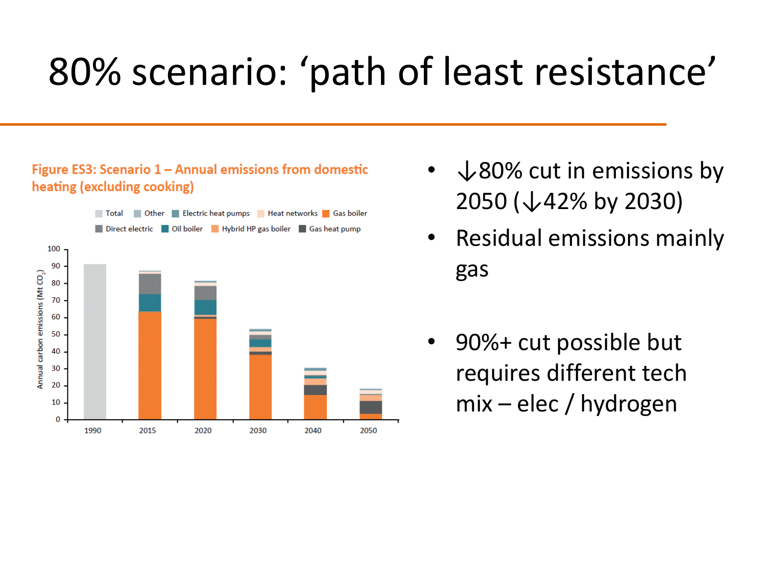# 80% scenario: ‘path of least resistance’

**Figure ES3: Scenario 1 – Annual emissions from domestic heating (excluding cooking)**

- ↓80% cut in emissions by 2050 (↓42% by 2030)
- Residual emissions mainly gas
- 90%+ cut possible but requires different tech mix – elec / hydrogen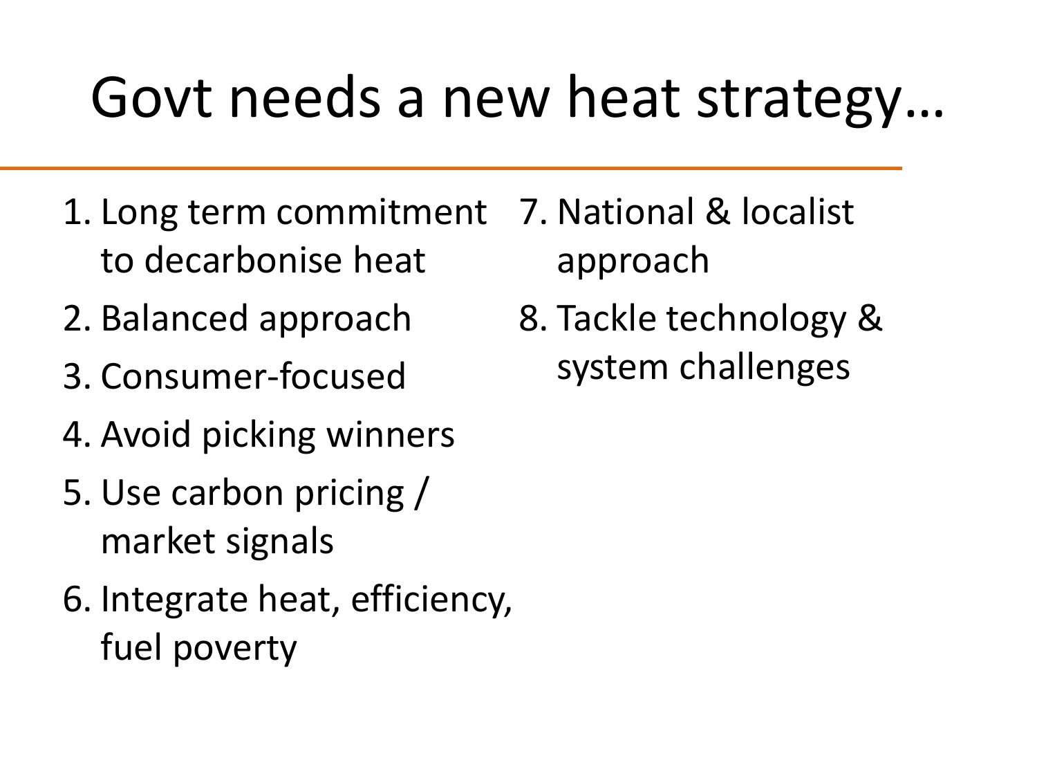# Govt needs a new heat strategy…

1. Long term commitment to decarbonise heat
2. Balanced approach
3. Consumer-focused
4. Avoid picking winners
5. Use carbon pricing / market signals
6. Integrate heat, efficiency, fuel poverty
7. National & localist approach
8. Tackle technology & system challenges